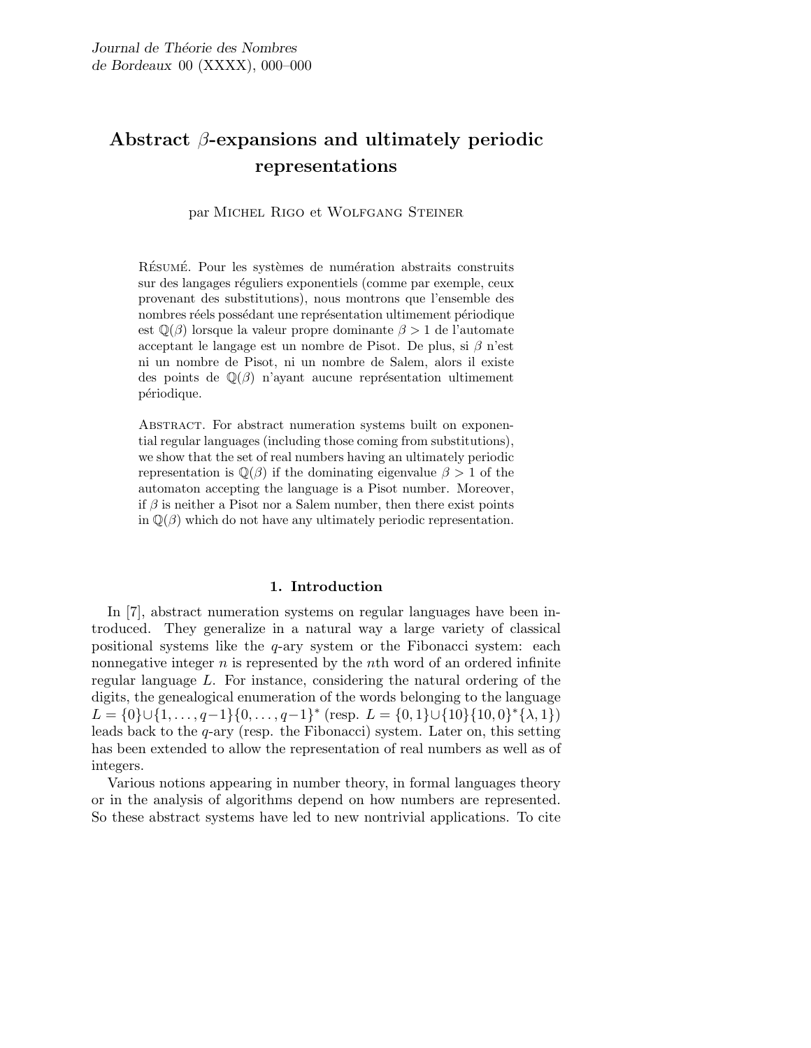# Abstract $\beta$-expansions and ultimately periodic representations

par Michel Rigo et Wolfgang Steiner

Résumé. Pour les systèmes de numération abstraits construits sur des langages réguliers exponentiels (comme par exemple, ceux provenant des substitutions), nous montrons que l'ensemble des nombres réels possédant une représentation ultimement périodique est $\mathbb{Q}(\beta)$ lorsque la valeur propre dominante $\beta > 1$ de l'automate acceptant le langage est un nombre de Pisot. De plus, si $\beta$ n'est ni un nombre de Pisot, ni un nombre de Salem, alors il existe des points de $\mathbb{Q}(\beta)$ n'ayant aucune représentation ultimement périodique.

Abstract. For abstract numeration systems built on exponential regular languages (including those coming from substitutions), we show that the set of real numbers having an ultimately periodic representation is $\mathbb{Q}(\beta)$ if the dominating eigenvalue $\beta > 1$ of the automaton accepting the language is a Pisot number. Moreover, if $\beta$ is neither a Pisot nor a Salem number, then there exist points in $\mathbb{Q}(\beta)$ which do not have any ultimately periodic representation.

## 1. Introduction

In [7], abstract numeration systems on regular languages have been introduced. They generalize in a natural way a large variety of classical positional systems like the $q$-ary system or the Fibonacci system: each nonnegative integer $n$ is represented by the $n$th word of an ordered infinite regular language $L$. For instance, considering the natural ordering of the digits, the genealogical enumeration of the words belonging to the language $L = \{0\} \cup \{1, \dots, q-1\}\{0, \dots, q-1\}^*$ (resp. $L = \{0, 1\} \cup \{10\}\{10, 0\}^*\{\lambda, 1\}$) leads back to the $q$-ary (resp. the Fibonacci) system. Later on, this setting has been extended to allow the representation of real numbers as well as of integers.

Various notions appearing in number theory, in formal languages theory or in the analysis of algorithms depend on how numbers are represented. So these abstract systems have led to new nontrivial applications. To cite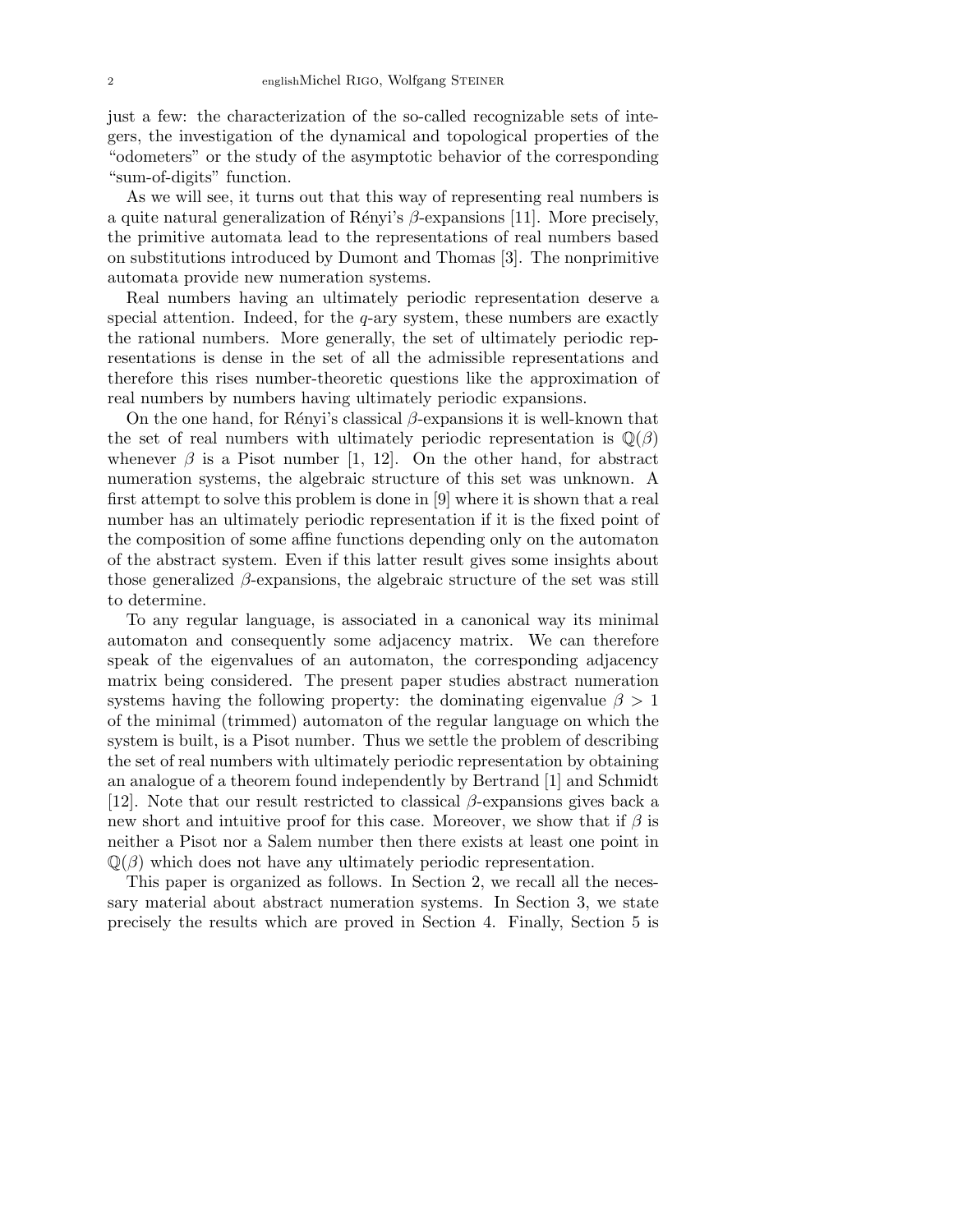just a few: the characterization of the so-called recognizable sets of integers, the investigation of the dynamical and topological properties of the "odometers" or the study of the asymptotic behavior of the corresponding "sum-of-digits" function.

As we will see, it turns out that this way of representing real numbers is a quite natural generalization of Rényi's $\beta$-expansions [11]. More precisely, the primitive automata lead to the representations of real numbers based on substitutions introduced by Dumont and Thomas [3]. The nonprimitive automata provide new numeration systems.

Real numbers having an ultimately periodic representation deserve a special attention. Indeed, for the $q$-ary system, these numbers are exactly the rational numbers. More generally, the set of ultimately periodic representations is dense in the set of all the admissible representations and therefore this rises number-theoretic questions like the approximation of real numbers by numbers having ultimately periodic expansions.

On the one hand, for Rényi's classical $\beta$-expansions it is well-known that the set of real numbers with ultimately periodic representation is $\mathbb{Q}(\beta)$ whenever $\beta$ is a Pisot number [1, 12]. On the other hand, for abstract numeration systems, the algebraic structure of this set was unknown. A first attempt to solve this problem is done in [9] where it is shown that a real number has an ultimately periodic representation if it is the fixed point of the composition of some affine functions depending only on the automaton of the abstract system. Even if this latter result gives some insights about those generalized $\beta$-expansions, the algebraic structure of the set was still to determine.

To any regular language, is associated in a canonical way its minimal automaton and consequently some adjacency matrix. We can therefore speak of the eigenvalues of an automaton, the corresponding adjacency matrix being considered. The present paper studies abstract numeration systems having the following property: the dominating eigenvalue $\beta > 1$ of the minimal (trimmed) automaton of the regular language on which the system is built, is a Pisot number. Thus we settle the problem of describing the set of real numbers with ultimately periodic representation by obtaining an analogue of a theorem found independently by Bertrand [1] and Schmidt [12]. Note that our result restricted to classical $\beta$-expansions gives back a new short and intuitive proof for this case. Moreover, we show that if $\beta$ is neither a Pisot nor a Salem number then there exists at least one point in $\mathbb{Q}(\beta)$ which does not have any ultimately periodic representation.

This paper is organized as follows. In Section 2, we recall all the necessary material about abstract numeration systems. In Section 3, we state precisely the results which are proved in Section 4. Finally, Section 5 is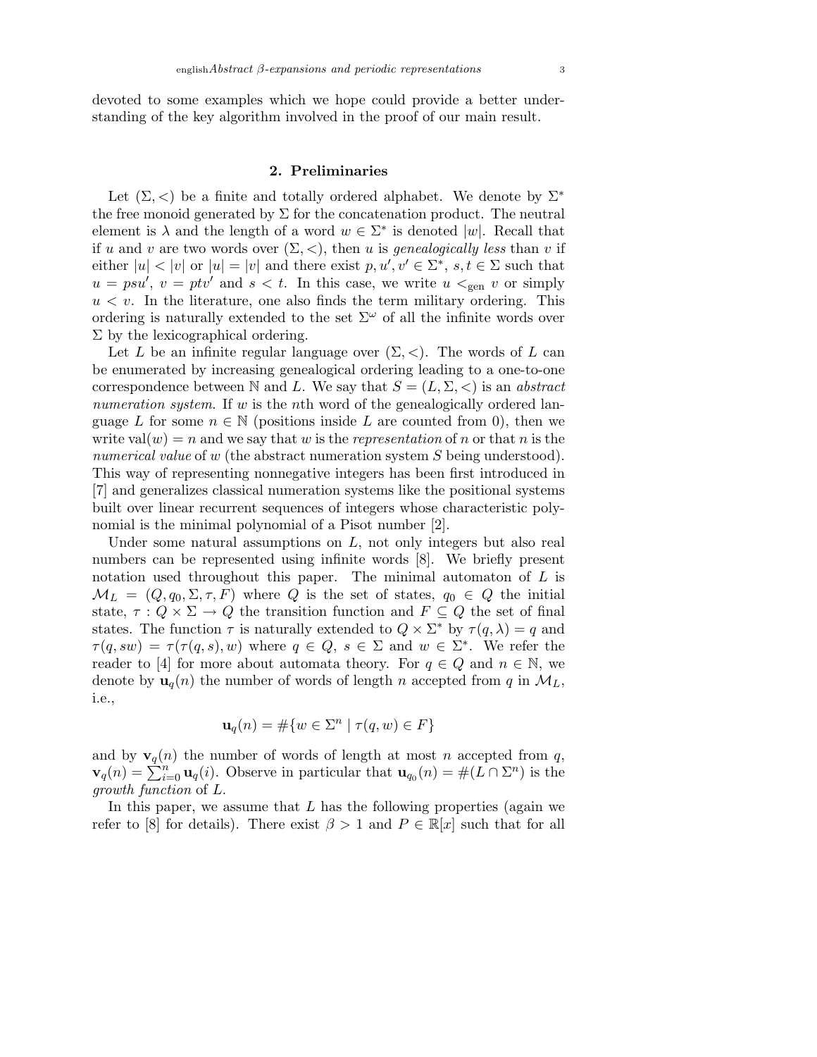devoted to some examples which we hope could provide a better understanding of the key algorithm involved in the proof of our main result.

## 2. Preliminaries

Let $(\Sigma, <)$ be a finite and totally ordered alphabet. We denote by $\Sigma^*$ the free monoid generated by $\Sigma$ for the concatenation product. The neutral element is $\lambda$ and the length of a word $w \in \Sigma^*$ is denoted $|w|$. Recall that if $u$ and $v$ are two words over $(\Sigma, <)$, then $u$ is *genealogically less* than $v$ if either $|u| < |v|$ or $|u| = |v|$ and there exist $p, u', v' \in \Sigma^*$, $s, t \in \Sigma$ such that $u = psu'$, $v = ptv'$ and $s < t$. In this case, we write $u <_{\text{gen}} v$ or simply $u < v$. In the literature, one also finds the term military ordering. This ordering is naturally extended to the set $\Sigma^\omega$ of all the infinite words over $\Sigma$ by the lexicographical ordering.

Let $L$ be an infinite regular language over $(\Sigma, <)$. The words of $L$ can be enumerated by increasing genealogical ordering leading to a one-to-one correspondence between $\mathbb{N}$ and $L$. We say that $S = (L, \Sigma, <)$ is an *abstract numeration system*. If $w$ is the $n$th word of the genealogically ordered language $L$ for some $n \in \mathbb{N}$ (positions inside $L$ are counted from 0), then we write $\text{val}(w) = n$ and we say that $w$ is the *representation* of $n$ or that $n$ is the *numerical value* of $w$ (the abstract numeration system $S$ being understood). This way of representing nonnegative integers has been first introduced in [7] and generalizes classical numeration systems like the positional systems built over linear recurrent sequences of integers whose characteristic polynomial is the minimal polynomial of a Pisot number [2].

Under some natural assumptions on $L$, not only integers but also real numbers can be represented using infinite words [8]. We briefly present notation used throughout this paper. The minimal automaton of $L$ is $\mathcal{M}_L = (Q, q_0, \Sigma, \tau, F)$ where $Q$ is the set of states, $q_0 \in Q$ the initial state, $\tau : Q \times \Sigma \to Q$ the transition function and $F \subseteq Q$ the set of final states. The function $\tau$ is naturally extended to $Q \times \Sigma^*$ by $\tau(q, \lambda) = q$ and $\tau(q, sw) = \tau(\tau(q, s), w)$ where $q \in Q$, $s \in \Sigma$ and $w \in \Sigma^*$. We refer the reader to [4] for more about automata theory. For $q \in Q$ and $n \in \mathbb{N}$, we denote by $\mathbf{u}_q(n)$ the number of words of length $n$ accepted from $q$ in $\mathcal{M}_L$, i.e.,

$$\mathbf{u}_q(n) = \#\{w \in \Sigma^n \mid \tau(q, w) \in F\}$$

and by $\mathbf{v}_q(n)$ the number of words of length at most $n$ accepted from $q$, $\mathbf{v}_q(n) = \sum_{i=0}^{n} \mathbf{u}_q(i)$. Observe in particular that $\mathbf{u}_{q_0}(n) = \#(L \cap \Sigma^n)$ is the *growth function* of $L$.

In this paper, we assume that $L$ has the following properties (again we refer to [8] for details). There exist $\beta > 1$ and $P \in \mathbb{R}[x]$ such that for all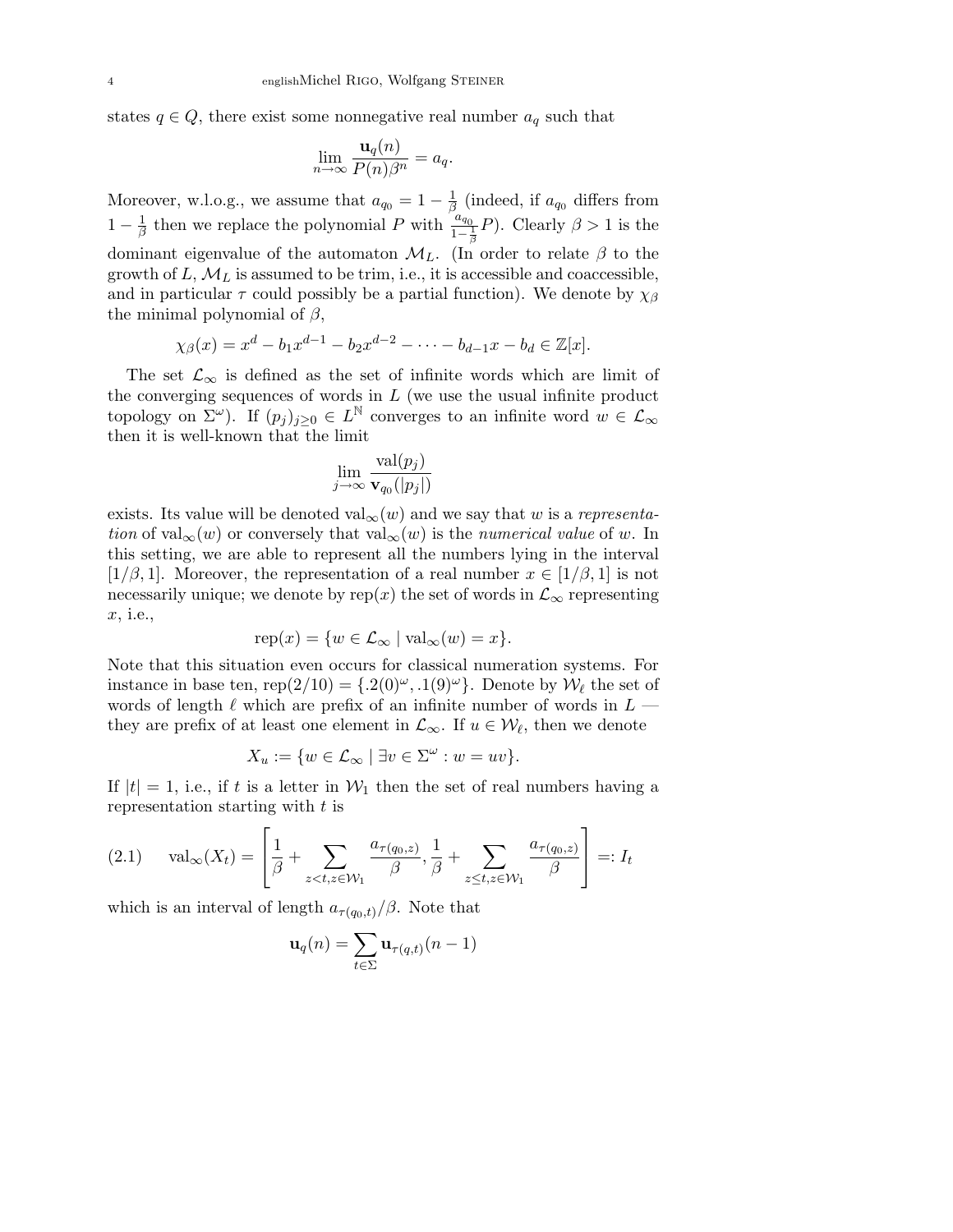states $q \in Q$, there exist some nonnegative real number $a_q$ such that

$$\lim_{n\to\infty} \frac{\mathbf{u}_q(n)}{P(n)\beta^n} = a_q.$$

Moreover, w.l.o.g., we assume that $a_{q_0} = 1 - \frac{1}{\beta}$ (indeed, if $a_{q_0}$ differs from $1 - \frac{1}{\beta}$ then we replace the polynomial $P$ with $\frac{a_{q_0}}{1-\frac{1}{\beta}} P$). Clearly $\beta > 1$ is the dominant eigenvalue of the automaton $\mathcal{M}_L$. (In order to relate $\beta$ to the growth of $L$, $\mathcal{M}_L$ is assumed to be trim, i.e., it is accessible and coaccessible, and in particular $\tau$ could possibly be a partial function). We denote by $\chi_\beta$ the minimal polynomial of $\beta$,

$$\chi_\beta(x) = x^d - b_1 x^{d-1} - b_2 x^{d-2} - \cdots - b_{d-1} x - b_d \in \mathbb{Z}[x].$$

The set $\mathcal{L}_\infty$ is defined as the set of infinite words which are limit of the converging sequences of words in $L$ (we use the usual infinite product topology on $\Sigma^\omega$). If $(p_j)_{j\geq 0} \in L^{\mathbb{N}}$ converges to an infinite word $w \in \mathcal{L}_\infty$ then it is well-known that the limit

$$\lim_{j\to\infty} \frac{\mathrm{val}(p_j)}{\mathbf{v}_{q_0}(|p_j|)}$$

exists. Its value will be denoted $\mathrm{val}_\infty(w)$ and we say that $w$ is a *representation* of $\mathrm{val}_\infty(w)$ or conversely that $\mathrm{val}_\infty(w)$ is the *numerical value* of $w$. In this setting, we are able to represent all the numbers lying in the interval $[1/\beta, 1]$. Moreover, the representation of a real number $x \in [1/\beta, 1]$ is not necessarily unique; we denote by $\mathrm{rep}(x)$ the set of words in $\mathcal{L}_\infty$ representing $x$, i.e.,

$$\mathrm{rep}(x) = \{w \in \mathcal{L}_\infty \mid \mathrm{val}_\infty(w) = x\}.$$

Note that this situation even occurs for classical numeration systems. For instance in base ten, $\mathrm{rep}(2/10) = \{.2(0)^\omega, .1(9)^\omega\}$. Denote by $\mathcal{W}_\ell$ the set of words of length $\ell$ which are prefix of an infinite number of words in $L$ — they are prefix of at least one element in $\mathcal{L}_\infty$. If $u \in \mathcal{W}_\ell$, then we denote

$$X_u := \{w \in \mathcal{L}_\infty \mid \exists v \in \Sigma^\omega : w = uv\}.$$

If $|t| = 1$, i.e., if $t$ is a letter in $\mathcal{W}_1$ then the set of real numbers having a representation starting with $t$ is

$$\mathrm{val}_\infty(X_t) = \left[\frac{1}{\beta} + \sum_{z<t, z\in\mathcal{W}_1} \frac{a_{\tau(q_0,z)}}{\beta}, \frac{1}{\beta} + \sum_{z\leq t, z\in\mathcal{W}_1} \frac{a_{\tau(q_0,z)}}{\beta}\right] =: I_t \tag{2.1}$$

which is an interval of length $a_{\tau(q_0,t)}/\beta$. Note that

$$\mathbf{u}_q(n) = \sum_{t\in\Sigma} \mathbf{u}_{\tau(q,t)}(n-1)$$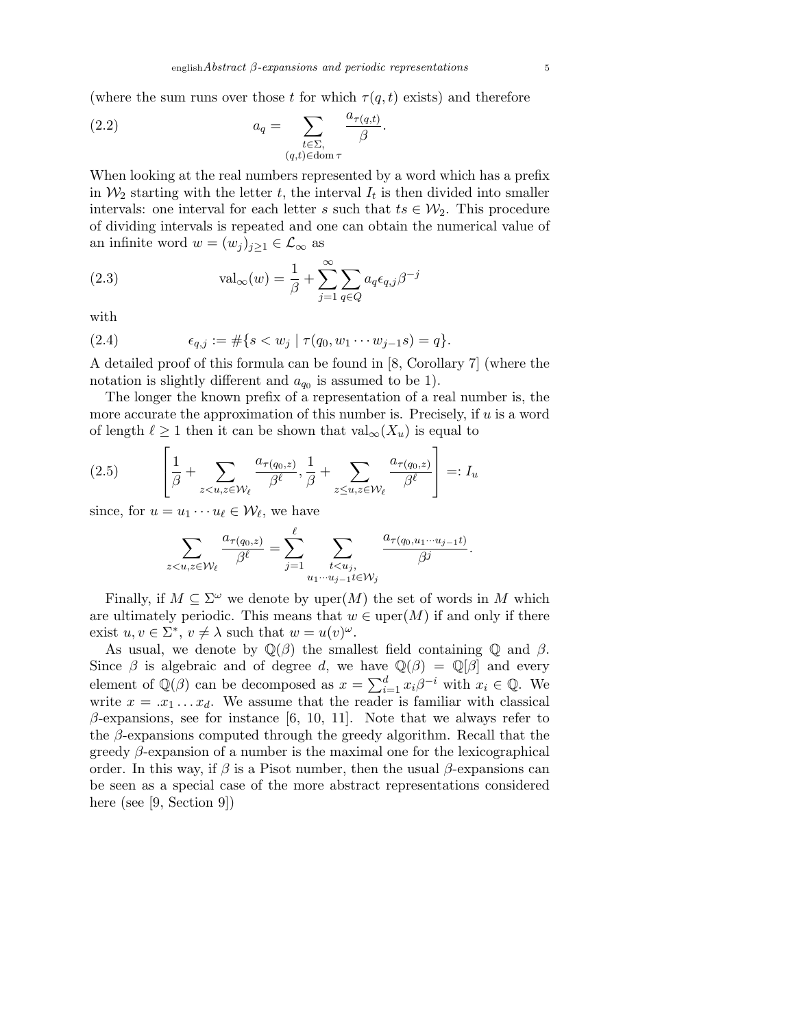(where the sum runs over those $t$ for which $\tau(q,t)$ exists) and therefore

$$a_q = \sum_{\substack{t\in\Sigma,\\ (q,t)\in\operatorname{dom}\tau}} \frac{a_{\tau(q,t)}}{\beta}. \tag{2.2}$$

When looking at the real numbers represented by a word which has a prefix in $\mathcal{W}_2$ starting with the letter $t$, the interval $I_t$ is then divided into smaller intervals: one interval for each letter $s$ such that $ts \in \mathcal{W}_2$. This procedure of dividing intervals is repeated and one can obtain the numerical value of an infinite word $w = (w_j)_{j\geq 1} \in \mathcal{L}_\infty$ as

$$\operatorname{val}_\infty(w) = \frac{1}{\beta} + \sum_{j=1}^{\infty} \sum_{q\in Q} a_q \epsilon_{q,j} \beta^{-j} \tag{2.3}$$

with

$$\epsilon_{q,j} := \#\{s < w_j \mid \tau(q_0, w_1 \cdots w_{j-1} s) = q\}. \tag{2.4}$$

A detailed proof of this formula can be found in [8, Corollary 7] (where the notation is slightly different and $a_{q_0}$ is assumed to be 1).

The longer the known prefix of a representation of a real number is, the more accurate the approximation of this number is. Precisely, if $u$ is a word of length $\ell \geq 1$ then it can be shown that $\operatorname{val}_\infty(X_u)$ is equal to

$$\left[\frac{1}{\beta} + \sum_{z<u, z\in\mathcal{W}_\ell} \frac{a_{\tau(q_0,z)}}{\beta^\ell}, \frac{1}{\beta} + \sum_{z\leq u, z\in\mathcal{W}_\ell} \frac{a_{\tau(q_0,z)}}{\beta^\ell}\right] =: I_u \tag{2.5}$$

since, for $u = u_1 \cdots u_\ell \in \mathcal{W}_\ell$, we have

$$\sum_{z<u, z\in\mathcal{W}_\ell} \frac{a_{\tau(q_0,z)}}{\beta^\ell} = \sum_{j=1}^{\ell} \sum_{\substack{t<u_j,\\ u_1\cdots u_{j-1}t\in\mathcal{W}_j}} \frac{a_{\tau(q_0,u_1\cdots u_{j-1}t)}}{\beta^j}.$$

Finally, if $M \subseteq \Sigma^\omega$ we denote by $\operatorname{uper}(M)$ the set of words in $M$ which are ultimately periodic. This means that $w \in \operatorname{uper}(M)$ if and only if there exist $u, v \in \Sigma^*$, $v \neq \lambda$ such that $w = u(v)^\omega$.

As usual, we denote by $\mathbb{Q}(\beta)$ the smallest field containing $\mathbb{Q}$ and $\beta$. Since $\beta$ is algebraic and of degree $d$, we have $\mathbb{Q}(\beta) = \mathbb{Q}[\beta]$ and every element of $\mathbb{Q}(\beta)$ can be decomposed as $x = \sum_{i=1}^{d} x_i \beta^{-i}$ with $x_i \in \mathbb{Q}$. We write $x = .x_1 \ldots x_d$. We assume that the reader is familiar with classical $\beta$-expansions, see for instance [6, 10, 11]. Note that we always refer to the $\beta$-expansions computed through the greedy algorithm. Recall that the greedy $\beta$-expansion of a number is the maximal one for the lexicographical order. In this way, if $\beta$ is a Pisot number, then the usual $\beta$-expansions can be seen as a special case of the more abstract representations considered here (see [9, Section 9])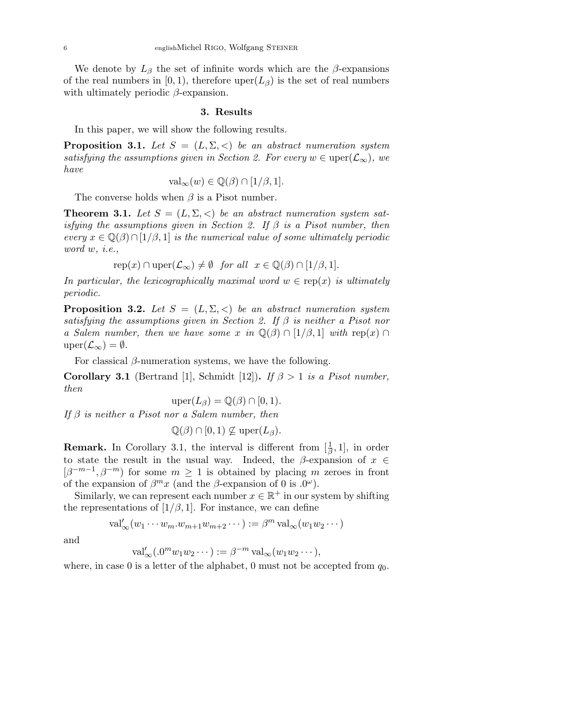We denote by $L_\beta$ the set of infinite words which are the $\beta$-expansions of the real numbers in $[0,1)$, therefore $\mathrm{uper}(L_\beta)$ is the set of real numbers with ultimately periodic $\beta$-expansion.

## 3. Results

In this paper, we will show the following results.

**Proposition 3.1.** *Let $S = (L, \Sigma, <)$ be an abstract numeration system satisfying the assumptions given in Section 2. For every $w \in \mathrm{uper}(\mathcal{L}_\infty)$, we have*

$$\mathrm{val}_\infty(w) \in \mathbb{Q}(\beta) \cap [1/\beta, 1].$$

The converse holds when $\beta$ is a Pisot number.

**Theorem 3.1.** *Let $S = (L, \Sigma, <)$ be an abstract numeration system satisfying the assumptions given in Section 2. If $\beta$ is a Pisot number, then every $x \in \mathbb{Q}(\beta) \cap [1/\beta, 1]$ is the numerical value of some ultimately periodic word $w$, i.e.,*

$$\mathrm{rep}(x) \cap \mathrm{uper}(\mathcal{L}_\infty) \neq \emptyset \quad \text{for all} \quad x \in \mathbb{Q}(\beta) \cap [1/\beta, 1].$$

*In particular, the lexicographically maximal word $w \in \mathrm{rep}(x)$ is ultimately periodic.*

**Proposition 3.2.** *Let $S = (L, \Sigma, <)$ be an abstract numeration system satisfying the assumptions given in Section 2. If $\beta$ is neither a Pisot nor a Salem number, then we have some $x$ in $\mathbb{Q}(\beta) \cap [1/\beta, 1]$ with $\mathrm{rep}(x) \cap \mathrm{uper}(\mathcal{L}_\infty) = \emptyset$.*

For classical $\beta$-numeration systems, we have the following.

**Corollary 3.1** (Bertrand [1], Schmidt [12])**.** *If $\beta > 1$ is a Pisot number, then*

$$\mathrm{uper}(L_\beta) = \mathbb{Q}(\beta) \cap [0, 1).$$

*If $\beta$ is neither a Pisot nor a Salem number, then*

$$\mathbb{Q}(\beta) \cap [0, 1) \not\subseteq \mathrm{uper}(L_\beta).$$

**Remark.** In Corollary 3.1, the interval is different from $[\frac{1}{\beta}, 1]$, in order to state the result in the usual way. Indeed, the $\beta$-expansion of $x \in [\beta^{-m-1}, \beta^{-m})$ for some $m \geq 1$ is obtained by placing $m$ zeroes in front of the expansion of $\beta^m x$ (and the $\beta$-expansion of 0 is $.0^\omega$).

Similarly, we can represent each number $x \in \mathbb{R}^+$ in our system by shifting the representations of $[1/\beta, 1]$. For instance, we can define

$$\mathrm{val}'_\infty(w_1 \cdots w_m . w_{m+1} w_{m+2} \cdots) := \beta^m \, \mathrm{val}_\infty(w_1 w_2 \cdots)$$

and

$$\mathrm{val}'_\infty(.0^m w_1 w_2 \cdots) := \beta^{-m} \, \mathrm{val}_\infty(w_1 w_2 \cdots),$$

where, in case 0 is a letter of the alphabet, 0 must not be accepted from $q_0$.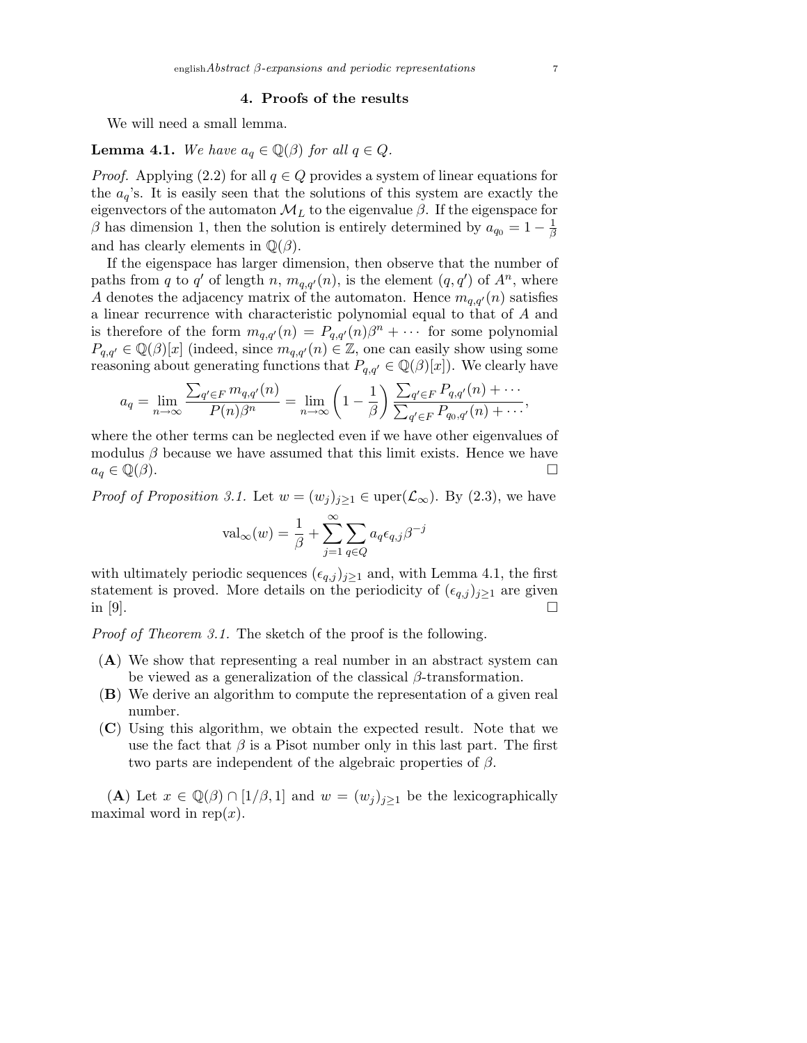## 4. Proofs of the results

We will need a small lemma.

**Lemma 4.1.** *We have $a_q \in \mathbb{Q}(\beta)$ for all $q \in Q$.*

*Proof.* Applying (2.2) for all $q \in Q$ provides a system of linear equations for the $a_q$'s. It is easily seen that the solutions of this system are exactly the eigenvectors of the automaton $\mathcal{M}_L$ to the eigenvalue $\beta$. If the eigenspace for $\beta$ has dimension 1, then the solution is entirely determined by $a_{q_0} = 1 - \frac{1}{\beta}$ and has clearly elements in $\mathbb{Q}(\beta)$.

If the eigenspace has larger dimension, then observe that the number of paths from $q$ to $q'$ of length $n$, $m_{q,q'}(n)$, is the element $(q, q')$ of $A^n$, where $A$ denotes the adjacency matrix of the automaton. Hence $m_{q,q'}(n)$ satisfies a linear recurrence with characteristic polynomial equal to that of $A$ and is therefore of the form $m_{q,q'}(n) = P_{q,q'}(n)\beta^n + \cdots$ for some polynomial $P_{q,q'} \in \mathbb{Q}(\beta)[x]$ (indeed, since $m_{q,q'}(n) \in \mathbb{Z}$, one can easily show using some reasoning about generating functions that $P_{q,q'} \in \mathbb{Q}(\beta)[x]$). We clearly have

$$a_q = \lim_{n\to\infty} \frac{\sum_{q'\in F} m_{q,q'}(n)}{P(n)\beta^n} = \lim_{n\to\infty} \left(1 - \frac{1}{\beta}\right) \frac{\sum_{q'\in F} P_{q,q'}(n) + \cdots}{\sum_{q'\in F} P_{q_0,q'}(n) + \cdots},$$

where the other terms can be neglected even if we have other eigenvalues of modulus $\beta$ because we have assumed that this limit exists. Hence we have $a_q \in \mathbb{Q}(\beta)$. $\square$

*Proof of Proposition 3.1.* Let $w = (w_j)_{j\ge 1} \in \operatorname{uper}(\mathcal{L}_\infty)$. By (2.3), we have

$$\operatorname{val}_\infty(w) = \frac{1}{\beta} + \sum_{j=1}^{\infty} \sum_{q\in Q} a_q \epsilon_{q,j} \beta^{-j}$$

with ultimately periodic sequences $(\epsilon_{q,j})_{j\ge 1}$ and, with Lemma 4.1, the first statement is proved. More details on the periodicity of $(\epsilon_{q,j})_{j\ge 1}$ are given in [9]. $\square$

*Proof of Theorem 3.1.* The sketch of the proof is the following.

- (**A**) We show that representing a real number in an abstract system can be viewed as a generalization of the classical $\beta$-transformation.
- (**B**) We derive an algorithm to compute the representation of a given real number.
- (**C**) Using this algorithm, we obtain the expected result. Note that we use the fact that $\beta$ is a Pisot number only in this last part. The first two parts are independent of the algebraic properties of $\beta$.

(**A**) Let $x \in \mathbb{Q}(\beta) \cap [1/\beta, 1]$ and $w = (w_j)_{j\ge 1}$ be the lexicographically maximal word in $\operatorname{rep}(x)$.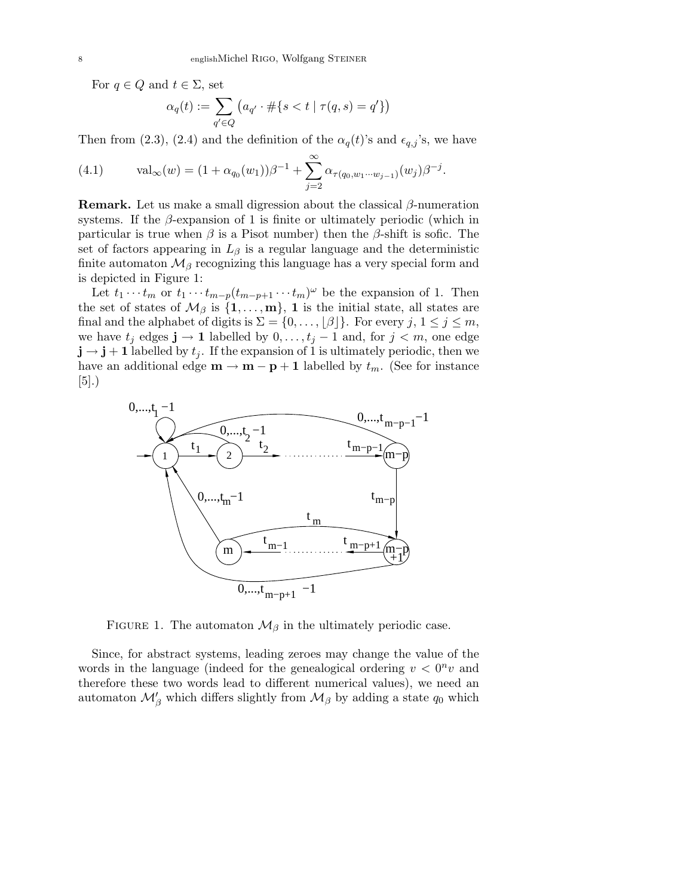For $q \in Q$ and $t \in \Sigma$, set

$$\alpha_q(t) := \sum_{q' \in Q} \left( a_{q'} \cdot \#\{s < t \mid \tau(q,s) = q'\} \right)$$

Then from (2.3), (2.4) and the definition of the $\alpha_q(t)$'s and $\epsilon_{q,j}$'s, we have

$$\text{(4.1)} \qquad \mathrm{val}_\infty(w) = (1 + \alpha_{q_0}(w_1))\beta^{-1} + \sum_{j=2}^{\infty} \alpha_{\tau(q_0, w_1 \cdots w_{j-1})}(w_j)\beta^{-j}.$$

**Remark.** Let us make a small digression about the classical $\beta$-numeration systems. If the $\beta$-expansion of 1 is finite or ultimately periodic (which in particular is true when $\beta$ is a Pisot number) then the $\beta$-shift is sofic. The set of factors appearing in $L_\beta$ is a regular language and the deterministic finite automaton $\mathcal{M}_\beta$ recognizing this language has a very special form and is depicted in Figure 1:

Let $t_1 \cdots t_m$ or $t_1 \cdots t_{m-p}(t_{m-p+1} \cdots t_m)^\omega$ be the expansion of 1. Then the set of states of $\mathcal{M}_\beta$ is $\{\mathbf{1}, \ldots, \mathbf{m}\}$, $\mathbf{1}$ is the initial state, all states are final and the alphabet of digits is $\Sigma = \{0, \ldots, \lfloor \beta \rfloor\}$. For every $j$, $1 \le j \le m$, we have $t_j$ edges $\mathbf{j} \to \mathbf{1}$ labelled by $0, \ldots, t_j - 1$ and, for $j < m$, one edge $\mathbf{j} \to \mathbf{j+1}$ labelled by $t_j$. If the expansion of 1 is ultimately periodic, then we have an additional edge $\mathbf{m} \to \mathbf{m-p+1}$ labelled by $t_m$. (See for instance [5].)

FIGURE 1. The automaton $\mathcal{M}_\beta$ in the ultimately periodic case.

Since, for abstract systems, leading zeroes may change the value of the words in the language (indeed for the genealogical ordering $v < 0^n v$ and therefore these two words lead to different numerical values), we need an automaton $\mathcal{M}'_\beta$ which differs slightly from $\mathcal{M}_\beta$ by adding a state $q_0$ which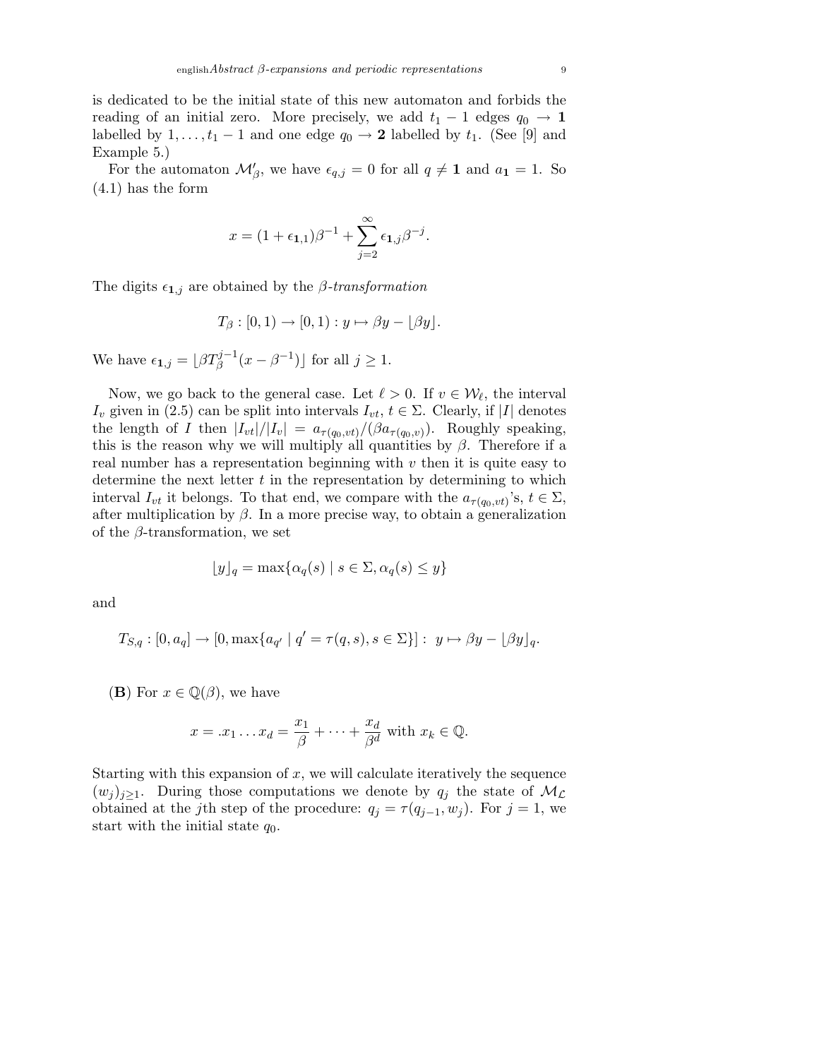is dedicated to be the initial state of this new automaton and forbids the reading of an initial zero. More precisely, we add $t_1 - 1$ edges $q_0 \to \mathbf{1}$ labelled by $1, \ldots, t_1 - 1$ and one edge $q_0 \to \mathbf{2}$ labelled by $t_1$. (See [9] and Example 5.)

For the automaton $\mathcal{M}'_\beta$, we have $\epsilon_{q,j} = 0$ for all $q \neq \mathbf{1}$ and $a_{\mathbf{1}} = 1$. So (4.1) has the form

$$x = (1 + \epsilon_{\mathbf{1},1})\beta^{-1} + \sum_{j=2}^{\infty} \epsilon_{\mathbf{1},j}\beta^{-j}.$$

The digits $\epsilon_{\mathbf{1},j}$ are obtained by the *$\beta$-transformation*

$$T_\beta : [0,1) \to [0,1) : y \mapsto \beta y - \lfloor \beta y \rfloor.$$

We have $\epsilon_{\mathbf{1},j} = \lfloor \beta T_\beta^{j-1}(x - \beta^{-1}) \rfloor$ for all $j \geq 1$.

Now, we go back to the general case. Let $\ell > 0$. If $v \in \mathcal{W}_\ell$, the interval $I_v$ given in (2.5) can be split into intervals $I_{vt}$, $t \in \Sigma$. Clearly, if $|I|$ denotes the length of $I$ then $|I_{vt}|/|I_v| = a_{\tau(q_0,vt)}/(\beta a_{\tau(q_0,v)})$. Roughly speaking, this is the reason why we will multiply all quantities by $\beta$. Therefore if a real number has a representation beginning with $v$ then it is quite easy to determine the next letter $t$ in the representation by determining to which interval $I_{vt}$ it belongs. To that end, we compare with the $a_{\tau(q_0,vt)}$'s, $t \in \Sigma$, after multiplication by $\beta$. In a more precise way, to obtain a generalization of the $\beta$-transformation, we set

$$\lfloor y \rfloor_q = \max\{\alpha_q(s) \mid s \in \Sigma, \alpha_q(s) \leq y\}$$

and

$$T_{S,q} : [0, a_q] \to [0, \max\{a_{q'} \mid q' = \tau(q,s), s \in \Sigma\}] : \; y \mapsto \beta y - \lfloor \beta y \rfloor_q.$$

**(B)** For $x \in \mathbb{Q}(\beta)$, we have

$$x = .x_1 \ldots x_d = \frac{x_1}{\beta} + \cdots + \frac{x_d}{\beta^d} \text{ with } x_k \in \mathbb{Q}.$$

Starting with this expansion of $x$, we will calculate iteratively the sequence $(w_j)_{j\geq 1}$. During those computations we denote by $q_j$ the state of $\mathcal{M}_\mathcal{L}$ obtained at the $j$th step of the procedure: $q_j = \tau(q_{j-1}, w_j)$. For $j = 1$, we start with the initial state $q_0$.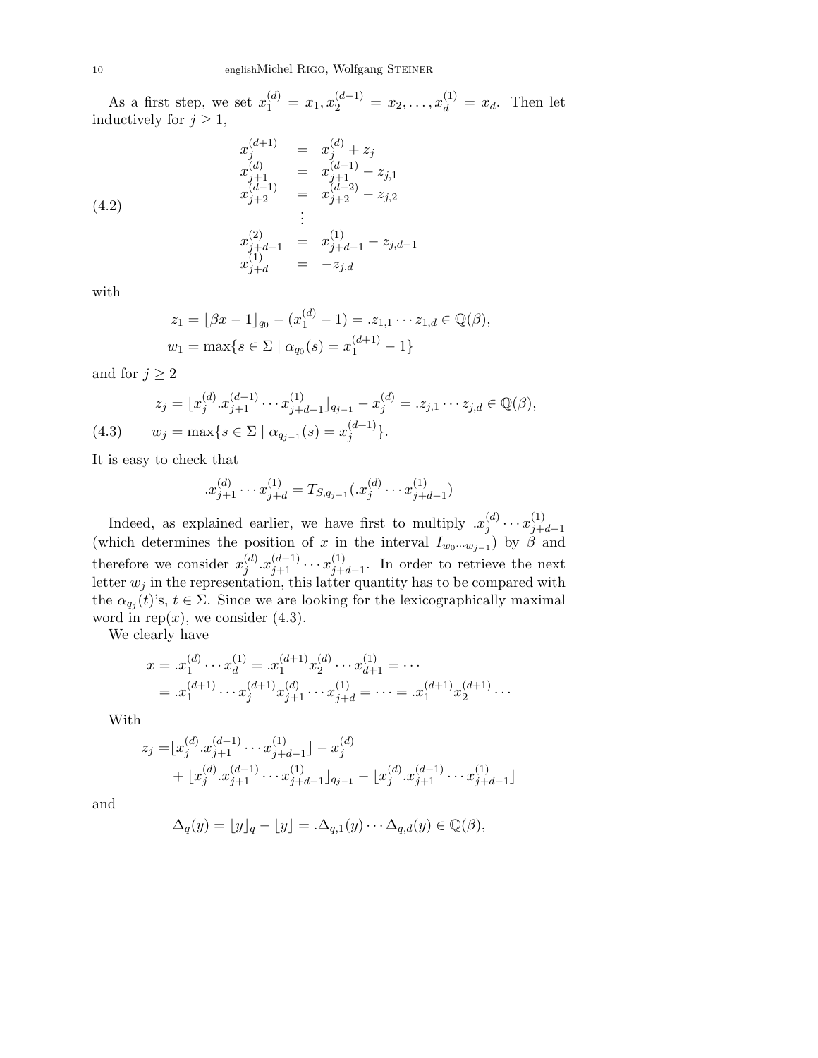As a first step, we set $x_1^{(d)} = x_1, x_2^{(d-1)} = x_2, \ldots, x_d^{(1)} = x_d$. Then let inductively for $j \geq 1$,

$$
\begin{array}{rcl}
x_j^{(d+1)} & = & x_j^{(d)} + z_j \\
x_{j+1}^{(d)} & = & x_{j+1}^{(d-1)} - z_{j,1} \\
x_{j+2}^{(d-1)} & = & x_{j+2}^{(d-2)} - z_{j,2} \\
& \vdots & \\
x_{j+d-1}^{(2)} & = & x_{j+d-1}^{(1)} - z_{j,d-1} \\
x_{j+d}^{(1)} & = & -z_{j,d}
\end{array}
\tag{4.2}
$$

with

$$
z_1 = \lfloor \beta x - 1 \rfloor_{q_0} - (x_1^{(d)} - 1) = .z_{1,1} \cdots z_{1,d} \in \mathbb{Q}(\beta),
$$
$$
w_1 = \max\{s \in \Sigma \mid \alpha_{q_0}(s) = x_1^{(d+1)} - 1\}
$$

and for $j \geq 2$

$$
z_j = \lfloor x_j^{(d)} . x_{j+1}^{(d-1)} \cdots x_{j+d-1}^{(1)} \rfloor_{q_{j-1}} - x_j^{(d)} = .z_{j,1} \cdots z_{j,d} \in \mathbb{Q}(\beta),
$$
$$
w_j = \max\{s \in \Sigma \mid \alpha_{q_{j-1}}(s) = x_j^{(d+1)}\}. \tag{4.3}
$$

It is easy to check that

$$
.x_{j+1}^{(d)} \cdots x_{j+d}^{(1)} = T_{S,q_{j-1}}(.x_j^{(d)} \cdots x_{j+d-1}^{(1)})
$$

Indeed, as explained earlier, we have first to multiply $.x_j^{(d)} \cdots x_{j+d-1}^{(1)}$ (which determines the position of $x$ in the interval $I_{w_0 \cdots w_{j-1}}$) by $\beta$ and therefore we consider $x_j^{(d)} . x_{j+1}^{(d-1)} \cdots x_{j+d-1}^{(1)}$. In order to retrieve the next letter $w_j$ in the representation, this latter quantity has to be compared with the $\alpha_{q_j}(t)$'s, $t \in \Sigma$. Since we are looking for the lexicographically maximal word in $\mathrm{rep}(x)$, we consider (4.3).

We clearly have

$$
\begin{aligned}
x &= .x_1^{(d)} \cdots x_d^{(1)} = .x_1^{(d+1)} x_2^{(d)} \cdots x_{d+1}^{(1)} = \cdots \\
&= .x_1^{(d+1)} \cdots x_j^{(d+1)} x_{j+1}^{(d)} \cdots x_{j+d}^{(1)} = \cdots = .x_1^{(d+1)} x_2^{(d+1)} \cdots
\end{aligned}
$$

With

$$
\begin{aligned}
z_j =& \lfloor x_j^{(d)} . x_{j+1}^{(d-1)} \cdots x_{j+d-1}^{(1)} \rfloor - x_j^{(d)} \\
&+ \lfloor x_j^{(d)} . x_{j+1}^{(d-1)} \cdots x_{j+d-1}^{(1)} \rfloor_{q_{j-1}} - \lfloor x_j^{(d)} . x_{j+1}^{(d-1)} \cdots x_{j+d-1}^{(1)} \rfloor
\end{aligned}
$$

and

$$
\Delta_q(y) = \lfloor y \rfloor_q - \lfloor y \rfloor = .\Delta_{q,1}(y) \cdots \Delta_{q,d}(y) \in \mathbb{Q}(\beta),
$$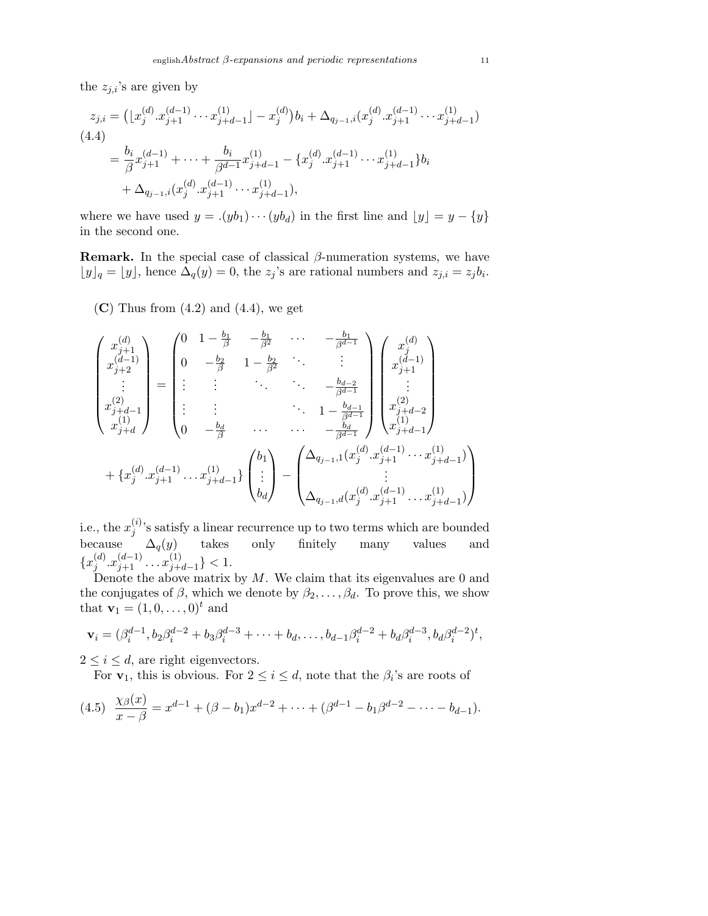the $z_{j,i}$'s are given by

$$
\begin{aligned}
z_{j,i} &= \big(\lfloor x_j^{(d)}.x_{j+1}^{(d-1)}\cdots x_{j+d-1}^{(1)}\rfloor - x_j^{(d)}\big)b_i + \Delta_{q_{j-1},i}(x_j^{(d)}.x_{j+1}^{(d-1)}\cdots x_{j+d-1}^{(1)}) \\
&= \frac{b_i}{\beta}x_{j+1}^{(d-1)} + \cdots + \frac{b_i}{\beta^{d-1}}x_{j+d-1}^{(1)} - \{x_j^{(d)}.x_{j+1}^{(d-1)}\cdots x_{j+d-1}^{(1)}\}b_i \\
&\quad + \Delta_{q_{j-1},i}(x_j^{(d)}.x_{j+1}^{(d-1)}\cdots x_{j+d-1}^{(1)}),
\end{aligned}
\tag{4.4}
$$

where we have used $y = .(yb_1)\cdots(yb_d)$ in the first line and $\lfloor y\rfloor = y - \{y\}$ in the second one.

**Remark.** In the special case of classical $\beta$-numeration systems, we have $\lfloor y\rfloor_q = \lfloor y\rfloor$, hence $\Delta_q(y) = 0$, the $z_j$'s are rational numbers and $z_{j,i} = z_j b_i$.

**(C)** Thus from (4.2) and (4.4), we get

$$
\begin{pmatrix} x_{j+1}^{(d)} \\ x_{j+2}^{(d-1)} \\ \vdots \\ x_{j+d-1}^{(2)} \\ x_{j+d}^{(1)} \end{pmatrix}
=
\begin{pmatrix}
0 & 1-\frac{b_1}{\beta} & -\frac{b_1}{\beta^2} & \cdots & -\frac{b_1}{\beta^{d-1}} \\
0 & -\frac{b_2}{\beta} & 1-\frac{b_2}{\beta^2} & \ddots & \vdots \\
\vdots & \vdots & \ddots & \ddots & -\frac{b_{d-2}}{\beta^{d-1}} \\
\vdots & \vdots & & \ddots & 1-\frac{b_{d-1}}{\beta^{d-1}} \\
0 & -\frac{b_d}{\beta} & \cdots & \cdots & -\frac{b_d}{\beta^{d-1}}
\end{pmatrix}
\begin{pmatrix} x_j^{(d)} \\ x_{j+1}^{(d-1)} \\ \vdots \\ x_{j+d-2}^{(2)} \\ x_{j+d-1}^{(1)} \end{pmatrix}
$$
$$
+ \{x_j^{(d)}.x_{j+1}^{(d-1)}\ldots x_{j+d-1}^{(1)}\}\begin{pmatrix} b_1 \\ \vdots \\ b_d \end{pmatrix}
- \begin{pmatrix} \Delta_{q_{j-1},1}(x_j^{(d)}.x_{j+1}^{(d-1)}\cdots x_{j+d-1}^{(1)}) \\ \vdots \\ \Delta_{q_{j-1},d}(x_j^{(d)}.x_{j+1}^{(d-1)}\ldots x_{j+d-1}^{(1)}) \end{pmatrix}
$$

i.e., the $x_j^{(i)}$'s satisfy a linear recurrence up to two terms which are bounded because $\Delta_q(y)$ takes only finitely many values and $\{x_j^{(d)}.x_{j+1}^{(d-1)}\ldots x_{j+d-1}^{(1)}\} < 1$.

Denote the above matrix by $M$. We claim that its eigenvalues are 0 and the conjugates of $\beta$, which we denote by $\beta_2,\ldots,\beta_d$. To prove this, we show that $\mathbf{v}_1 = (1,0,\ldots,0)^t$ and

$$
\mathbf{v}_i = (\beta_i^{d-1}, b_2\beta_i^{d-2} + b_3\beta_i^{d-3} + \cdots + b_d, \ldots, b_{d-1}\beta_i^{d-2} + b_d\beta_i^{d-3}, b_d\beta_i^{d-2})^t,
$$

$2 \le i \le d$, are right eigenvectors.

For $\mathbf{v}_1$, this is obvious. For $2 \le i \le d$, note that the $\beta_i$'s are roots of

$$
\frac{\chi_\beta(x)}{x-\beta} = x^{d-1} + (\beta - b_1)x^{d-2} + \cdots + (\beta^{d-1} - b_1\beta^{d-2} - \cdots - b_{d-1}). \tag{4.5}
$$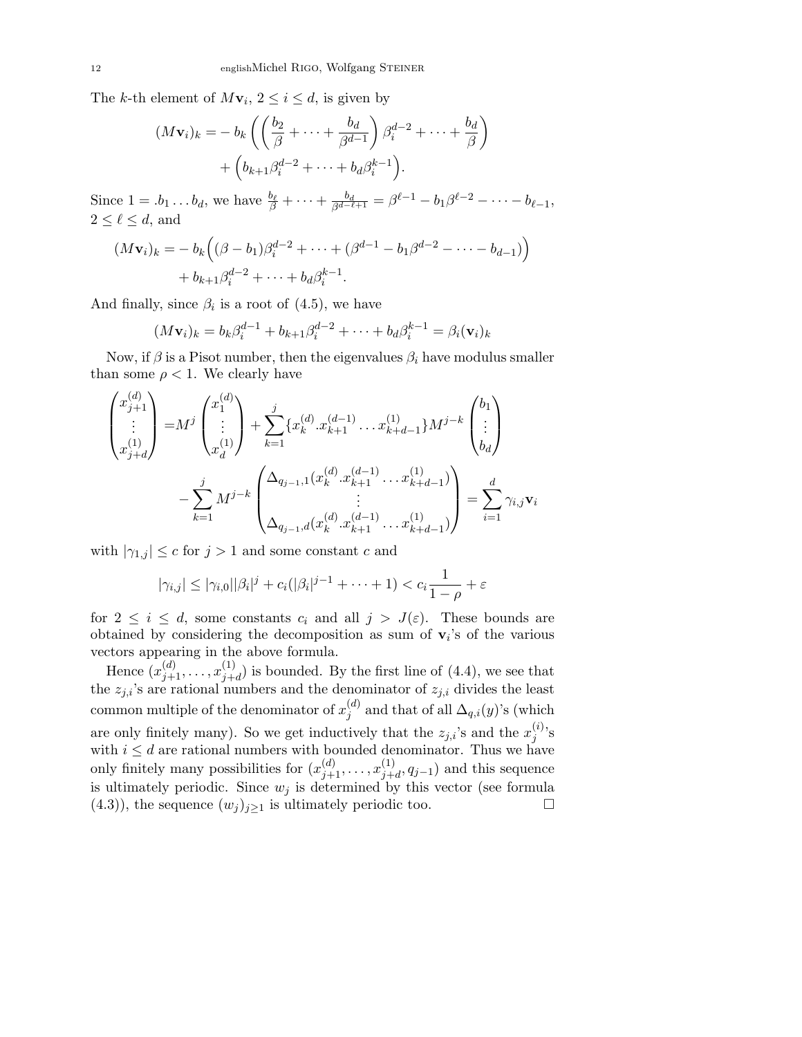The $k$-th element of $M\mathbf{v}_i$, $2 \le i \le d$, is given by

$$
\begin{aligned}
(M\mathbf{v}_i)_k = &- b_k \left( \left( \frac{b_2}{\beta} + \cdots + \frac{b_d}{\beta^{d-1}} \right) \beta_i^{d-2} + \cdots + \frac{b_d}{\beta} \right) \\
&+ \Big( b_{k+1}\beta_i^{d-2} + \cdots + b_d \beta_i^{k-1} \Big).
\end{aligned}
$$

Since $1 = .b_1 \ldots b_d$, we have $\frac{b_\ell}{\beta} + \cdots + \frac{b_d}{\beta^{d-\ell+1}} = \beta^{\ell-1} - b_1\beta^{\ell-2} - \cdots - b_{\ell-1}$, $2 \le \ell \le d$, and

$$
\begin{aligned}
(M\mathbf{v}_i)_k = &- b_k \Big( (\beta - b_1)\beta_i^{d-2} + \cdots + (\beta^{d-1} - b_1\beta^{d-2} - \cdots - b_{d-1}) \Big) \\
&+ b_{k+1}\beta_i^{d-2} + \cdots + b_d\beta_i^{k-1}.
\end{aligned}
$$

And finally, since $\beta_i$ is a root of (4.5), we have

$$
(M\mathbf{v}_i)_k = b_k\beta_i^{d-1} + b_{k+1}\beta_i^{d-2} + \cdots + b_d\beta_i^{k-1} = \beta_i(\mathbf{v}_i)_k
$$

Now, if $\beta$ is a Pisot number, then the eigenvalues $\beta_i$ have modulus smaller than some $\rho < 1$. We clearly have

$$
\begin{aligned}
\begin{pmatrix} x_{j+1}^{(d)} \\ \vdots \\ x_{j+d}^{(1)} \end{pmatrix} = &M^j \begin{pmatrix} x_1^{(d)} \\ \vdots \\ x_d^{(1)} \end{pmatrix} + \sum_{k=1}^{j} \{x_k^{(d)}.x_{k+1}^{(d-1)} \ldots x_{k+d-1}^{(1)}\} M^{j-k} \begin{pmatrix} b_1 \\ \vdots \\ b_d \end{pmatrix} \\
&- \sum_{k=1}^{j} M^{j-k} \begin{pmatrix} \Delta_{q_{j-1},1}(x_k^{(d)}.x_{k+1}^{(d-1)} \ldots x_{k+d-1}^{(1)}) \\ \vdots \\ \Delta_{q_{j-1},d}(x_k^{(d)}.x_{k+1}^{(d-1)} \ldots x_{k+d-1}^{(1)}) \end{pmatrix} = \sum_{i=1}^{d} \gamma_{i,j}\mathbf{v}_i
\end{aligned}
$$

with $|\gamma_{1,j}| \le c$ for $j > 1$ and some constant $c$ and

$$
|\gamma_{i,j}| \le |\gamma_{i,0}||\beta_i|^j + c_i(|\beta_i|^{j-1} + \cdots + 1) < c_i \frac{1}{1-\rho} + \varepsilon
$$

for $2 \le i \le d$, some constants $c_i$ and all $j > J(\varepsilon)$. These bounds are obtained by considering the decomposition as sum of $\mathbf{v}_i$'s of the various vectors appearing in the above formula.

Hence $(x_{j+1}^{(d)}, \ldots, x_{j+d}^{(1)})$ is bounded. By the first line of (4.4), we see that the $z_{j,i}$'s are rational numbers and the denominator of $z_{j,i}$ divides the least common multiple of the denominator of $x_j^{(d)}$ and that of all $\Delta_{q,i}(y)$'s (which are only finitely many). So we get inductively that the $z_{j,i}$'s and the $x_j^{(i)}$'s with $i \le d$ are rational numbers with bounded denominator. Thus we have only finitely many possibilities for $(x_{j+1}^{(d)}, \ldots, x_{j+d}^{(1)}, q_{j-1})$ and this sequence is ultimately periodic. Since $w_j$ is determined by this vector (see formula (4.3)), the sequence $(w_j)_{j \ge 1}$ is ultimately periodic too. $\square$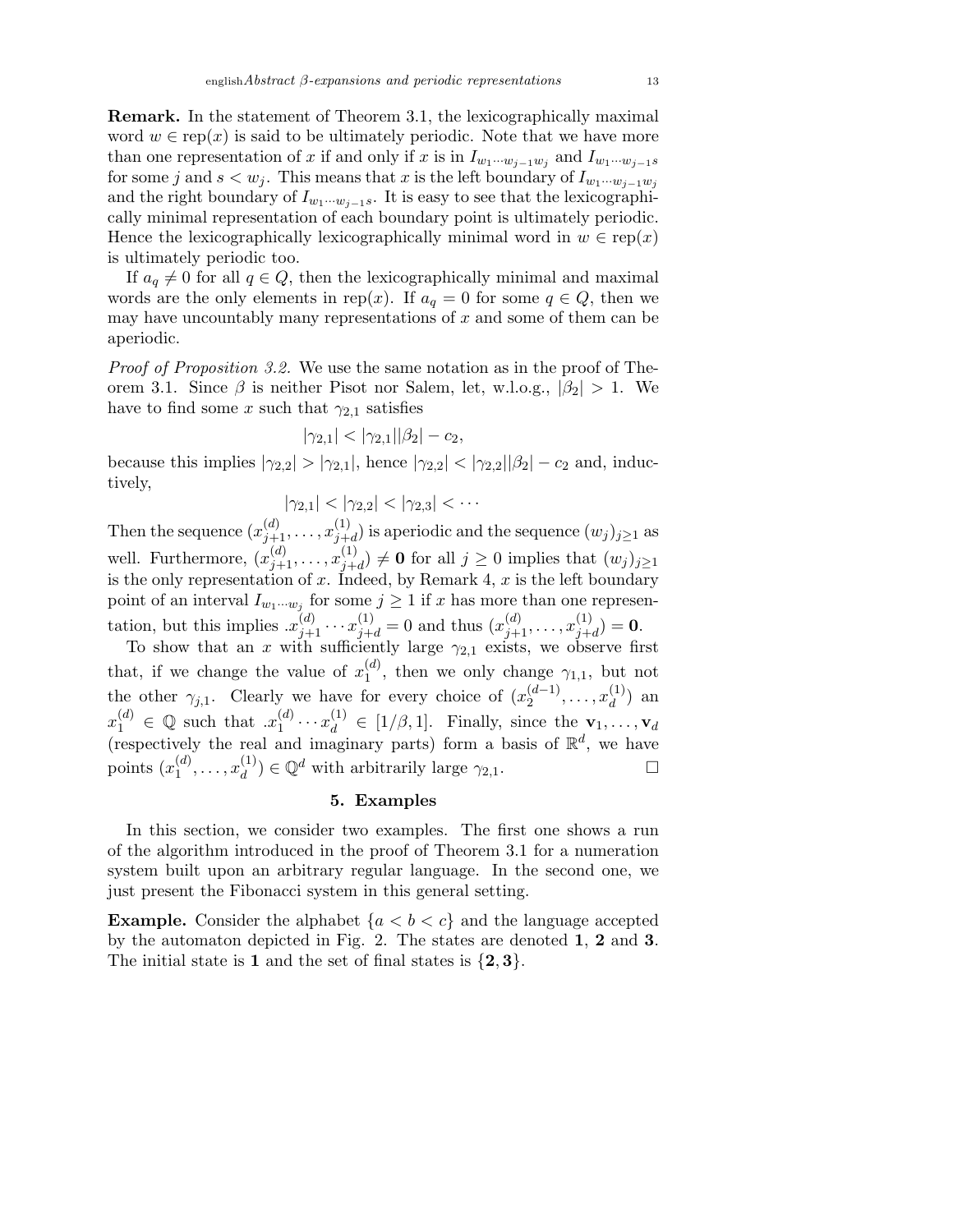**Remark.** In the statement of Theorem 3.1, the lexicographically maximal word $w \in \operatorname{rep}(x)$ is said to be ultimately periodic. Note that we have more than one representation of $x$ if and only if $x$ is in $I_{w_1 \cdots w_{j-1} w_j}$ and $I_{w_1 \cdots w_{j-1} s}$ for some $j$ and $s < w_j$. This means that $x$ is the left boundary of $I_{w_1 \cdots w_{j-1} w_j}$ and the right boundary of $I_{w_1 \cdots w_{j-1} s}$. It is easy to see that the lexicographically minimal representation of each boundary point is ultimately periodic. Hence the lexicographically lexicographically minimal word in $w \in \operatorname{rep}(x)$ is ultimately periodic too.

If $a_q \neq 0$ for all $q \in Q$, then the lexicographically minimal and maximal words are the only elements in $\operatorname{rep}(x)$. If $a_q = 0$ for some $q \in Q$, then we may have uncountably many representations of $x$ and some of them can be aperiodic.

*Proof of Proposition 3.2.* We use the same notation as in the proof of Theorem 3.1. Since $\beta$ is neither Pisot nor Salem, let, w.l.o.g., $|\beta_2| > 1$. We have to find some $x$ such that $\gamma_{2,1}$ satisfies

$$|\gamma_{2,1}| < |\gamma_{2,1}||\beta_2| - c_2,$$

because this implies $|\gamma_{2,2}| > |\gamma_{2,1}|$, hence $|\gamma_{2,2}| < |\gamma_{2,2}||\beta_2| - c_2$ and, inductively,

$$|\gamma_{2,1}| < |\gamma_{2,2}| < |\gamma_{2,3}| < \cdots$$

Then the sequence $(x_{j+1}^{(d)}, \ldots, x_{j+d}^{(1)})$ is aperiodic and the sequence $(w_j)_{j \geq 1}$ as well. Furthermore, $(x_{j+1}^{(d)}, \ldots, x_{j+d}^{(1)}) \neq \mathbf{0}$ for all $j \geq 0$ implies that $(w_j)_{j \geq 1}$ is the only representation of $x$. Indeed, by Remark 4, $x$ is the left boundary point of an interval $I_{w_1 \cdots w_j}$ for some $j \geq 1$ if $x$ has more than one representation, but this implies $.x_{j+1}^{(d)} \cdots x_{j+d}^{(1)} = 0$ and thus $(x_{j+1}^{(d)}, \ldots, x_{j+d}^{(1)}) = \mathbf{0}$.

To show that an $x$ with sufficiently large $\gamma_{2,1}$ exists, we observe first that, if we change the value of $x_1^{(d)}$, then we only change $\gamma_{1,1}$, but not the other $\gamma_{j,1}$. Clearly we have for every choice of $(x_2^{(d-1)}, \ldots, x_d^{(1)})$ an $x_1^{(d)} \in \mathbb{Q}$ such that $.x_1^{(d)} \cdots x_d^{(1)} \in [1/\beta, 1]$. Finally, since the $\mathbf{v}_1, \ldots, \mathbf{v}_d$ (respectively the real and imaginary parts) form a basis of $\mathbb{R}^d$, we have points $(x_1^{(d)}, \ldots, x_d^{(1)}) \in \mathbb{Q}^d$ with arbitrarily large $\gamma_{2,1}$. $\square$

## 5. Examples

In this section, we consider two examples. The first one shows a run of the algorithm introduced in the proof of Theorem 3.1 for a numeration system built upon an arbitrary regular language. In the second one, we just present the Fibonacci system in this general setting.

**Example.** Consider the alphabet $\{a < b < c\}$ and the language accepted by the automaton depicted in Fig. 2. The states are denoted **1**, **2** and **3**. The initial state is **1** and the set of final states is $\{\mathbf{2}, \mathbf{3}\}$.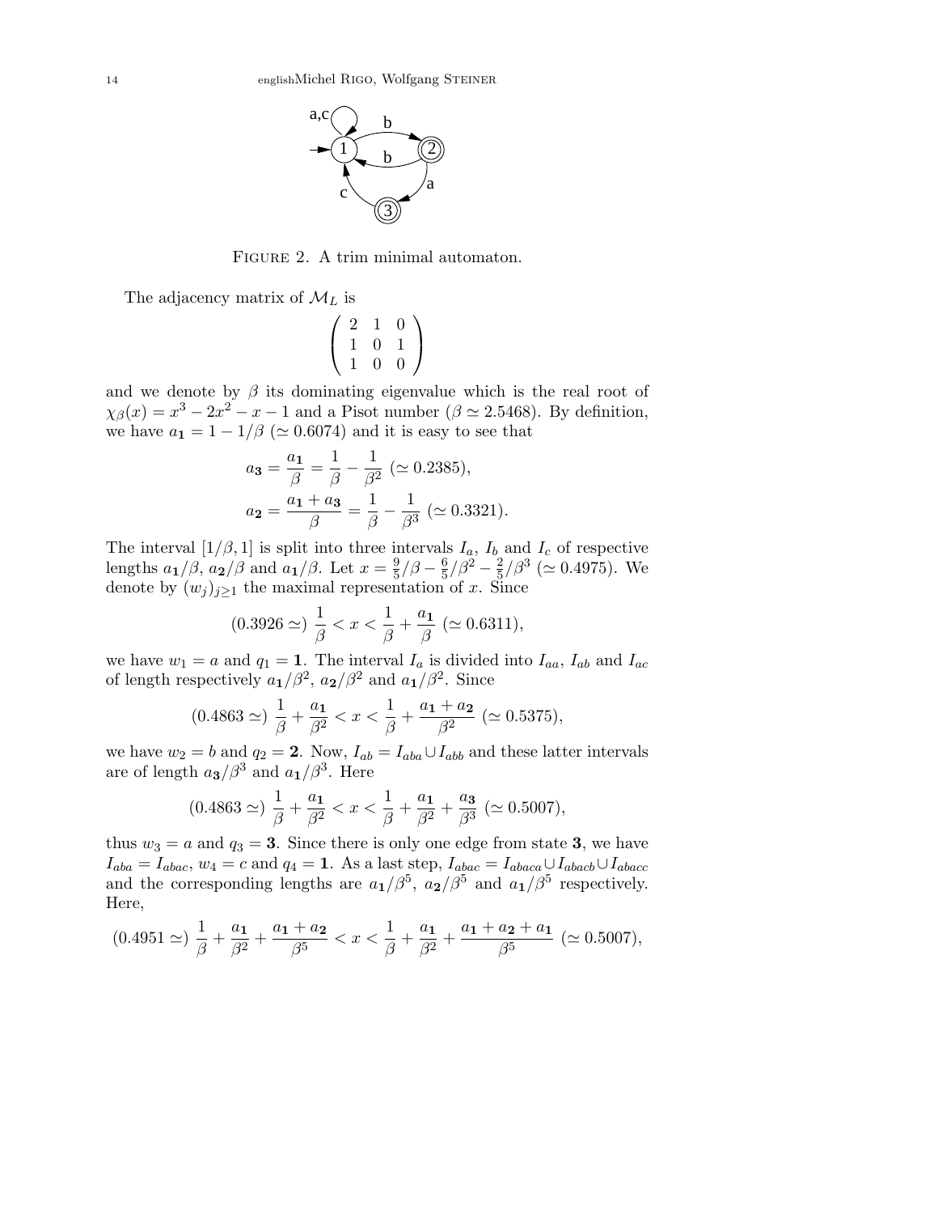FIGURE 2. A trim minimal automaton.

The adjacency matrix of $\mathcal{M}_L$ is

$$\begin{pmatrix} 2 & 1 & 0 \\ 1 & 0 & 1 \\ 1 & 0 & 0 \end{pmatrix}$$

and we denote by $\beta$ its dominating eigenvalue which is the real root of $\chi_\beta(x) = x^3 - 2x^2 - x - 1$ and a Pisot number ($\beta \simeq 2.5468$). By definition, we have $a_{\mathbf{1}} = 1 - 1/\beta$ ($\simeq 0.6074$) and it is easy to see that

$$a_{\mathbf{3}} = \frac{a_{\mathbf{1}}}{\beta} = \frac{1}{\beta} - \frac{1}{\beta^2} \ (\simeq 0.2385),$$

$$a_{\mathbf{2}} = \frac{a_{\mathbf{1}} + a_{\mathbf{3}}}{\beta} = \frac{1}{\beta} - \frac{1}{\beta^3} \ (\simeq 0.3321).$$

The interval $[1/\beta, 1]$ is split into three intervals $I_a$, $I_b$ and $I_c$ of respective lengths $a_{\mathbf{1}}/\beta$, $a_{\mathbf{2}}/\beta$ and $a_{\mathbf{1}}/\beta$. Let $x = \frac{9}{5}/\beta - \frac{6}{5}/\beta^2 - \frac{2}{5}/\beta^3$ ($\simeq 0.4975$). We denote by $(w_j)_{j\geq 1}$ the maximal representation of $x$. Since

$$(0.3926 \simeq) \ \frac{1}{\beta} < x < \frac{1}{\beta} + \frac{a_{\mathbf{1}}}{\beta} \ (\simeq 0.6311),$$

we have $w_1 = a$ and $q_1 = \mathbf{1}$. The interval $I_a$ is divided into $I_{aa}$, $I_{ab}$ and $I_{ac}$ of length respectively $a_{\mathbf{1}}/\beta^2$, $a_{\mathbf{2}}/\beta^2$ and $a_{\mathbf{1}}/\beta^2$. Since

$$(0.4863 \simeq) \ \frac{1}{\beta} + \frac{a_{\mathbf{1}}}{\beta^2} < x < \frac{1}{\beta} + \frac{a_{\mathbf{1}} + a_{\mathbf{2}}}{\beta^2} \ (\simeq 0.5375),$$

we have $w_2 = b$ and $q_2 = \mathbf{2}$. Now, $I_{ab} = I_{aba} \cup I_{abb}$ and these latter intervals are of length $a_{\mathbf{3}}/\beta^3$ and $a_{\mathbf{1}}/\beta^3$. Here

$$(0.4863 \simeq) \ \frac{1}{\beta} + \frac{a_{\mathbf{1}}}{\beta^2} < x < \frac{1}{\beta} + \frac{a_{\mathbf{1}}}{\beta^2} + \frac{a_{\mathbf{3}}}{\beta^3} \ (\simeq 0.5007),$$

thus $w_3 = a$ and $q_3 = \mathbf{3}$. Since there is only one edge from state $\mathbf{3}$, we have $I_{aba} = I_{abac}$, $w_4 = c$ and $q_4 = \mathbf{1}$. As a last step, $I_{abac} = I_{abaca} \cup I_{abacb} \cup I_{abacc}$ and the corresponding lengths are $a_{\mathbf{1}}/\beta^5$, $a_{\mathbf{2}}/\beta^5$ and $a_{\mathbf{1}}/\beta^5$ respectively. Here,

$$(0.4951 \simeq) \ \frac{1}{\beta} + \frac{a_{\mathbf{1}}}{\beta^2} + \frac{a_{\mathbf{1}} + a_{\mathbf{2}}}{\beta^5} < x < \frac{1}{\beta} + \frac{a_{\mathbf{1}}}{\beta^2} + \frac{a_{\mathbf{1}} + a_{\mathbf{2}} + a_{\mathbf{1}}}{\beta^5} \ (\simeq 0.5007),$$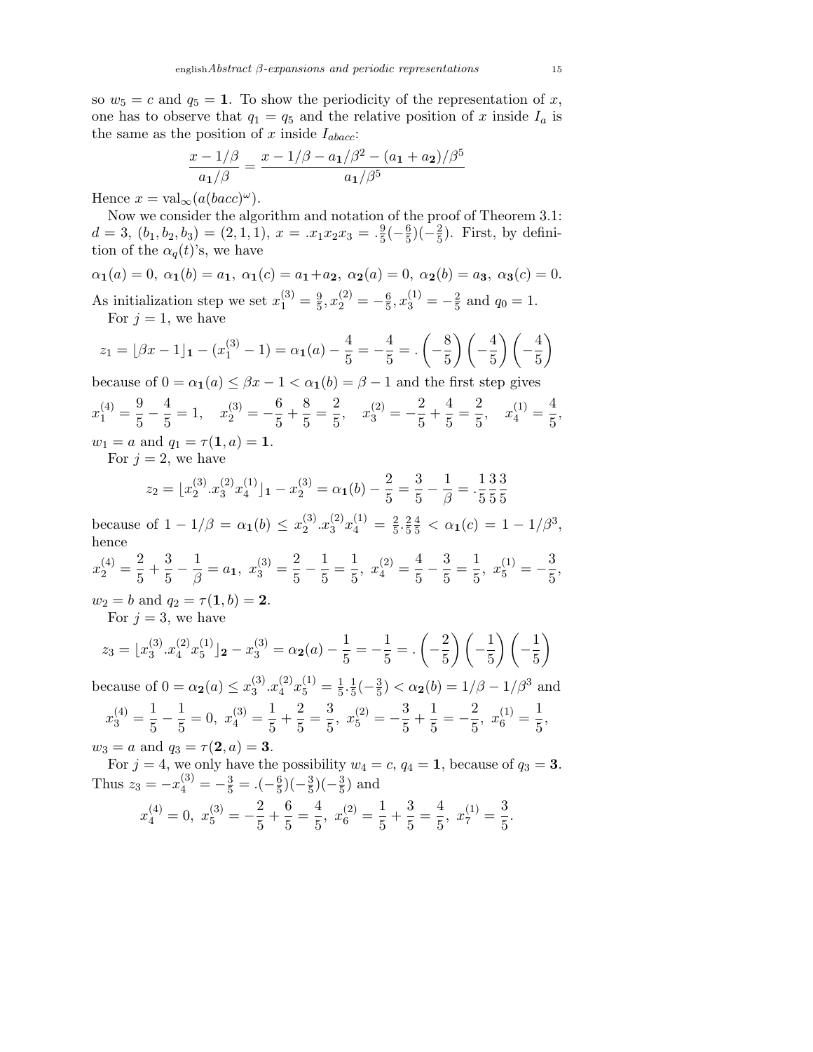so $w_5 = c$ and $q_5 = \mathbf{1}$. To show the periodicity of the representation of $x$, one has to observe that $q_1 = q_5$ and the relative position of $x$ inside $I_a$ is the same as the position of $x$ inside $I_{abacc}$:

$$\frac{x - 1/\beta}{a_{\mathbf{1}}/\beta} = \frac{x - 1/\beta - a_{\mathbf{1}}/\beta^2 - (a_{\mathbf{1}} + a_{\mathbf{2}})/\beta^5}{a_{\mathbf{1}}/\beta^5}$$

Hence $x = \mathrm{val}_\infty(a(bacc)^\omega)$.

Now we consider the algorithm and notation of the proof of Theorem 3.1: $d = 3$, $(b_1, b_2, b_3) = (2, 1, 1)$, $x = .x_1x_2x_3 = .\frac{9}{5}(-\frac{6}{5})(-\frac{2}{5})$. First, by definition of the $\alpha_q(t)$'s, we have

$\alpha_{\mathbf{1}}(a) = 0,\ \alpha_{\mathbf{1}}(b) = a_{\mathbf{1}},\ \alpha_{\mathbf{1}}(c) = a_{\mathbf{1}} + a_{\mathbf{2}},\ \alpha_{\mathbf{2}}(a) = 0,\ \alpha_{\mathbf{2}}(b) = a_{\mathbf{3}},\ \alpha_{\mathbf{3}}(c) = 0.$

As initialization step we set $x_1^{(3)} = \frac{9}{5}, x_2^{(2)} = -\frac{6}{5}, x_3^{(1)} = -\frac{2}{5}$ and $q_0 = 1$.

For $j = 1$, we have

$$z_1 = \lfloor \beta x - 1 \rfloor_{\mathbf{1}} - (x_1^{(3)} - 1) = \alpha_{\mathbf{1}}(a) - \frac{4}{5} = -\frac{4}{5} = .\left(-\frac{8}{5}\right)\left(-\frac{4}{5}\right)\left(-\frac{4}{5}\right)$$

because of $0 = \alpha_{\mathbf{1}}(a) \leq \beta x - 1 < \alpha_{\mathbf{1}}(b) = \beta - 1$ and the first step gives

$$x_1^{(4)} = \frac{9}{5} - \frac{4}{5} = 1, \quad x_2^{(3)} = -\frac{6}{5} + \frac{8}{5} = \frac{2}{5}, \quad x_3^{(2)} = -\frac{2}{5} + \frac{4}{5} = \frac{2}{5}, \quad x_4^{(1)} = \frac{4}{5},$$

$w_1 = a$ and $q_1 = \tau(\mathbf{1}, a) = \mathbf{1}$.

For $j = 2$, we have

$$z_2 = \lfloor x_2^{(3)}.x_3^{(2)}x_4^{(1)} \rfloor_{\mathbf{1}} - x_2^{(3)} = \alpha_{\mathbf{1}}(b) - \frac{2}{5} = \frac{3}{5} - \frac{1}{\beta} = .\frac{1}{5}\frac{3}{5}\frac{3}{5}$$

because of $1 - 1/\beta = \alpha_{\mathbf{1}}(b) \leq x_2^{(3)}.x_3^{(2)}x_4^{(1)} = \frac{2}{5}.\frac{2}{5}\frac{4}{5} < \alpha_{\mathbf{1}}(c) = 1 - 1/\beta^3$, hence

$$x_2^{(4)} = \frac{2}{5} + \frac{3}{5} - \frac{1}{\beta} = a_{\mathbf{1}},\ x_3^{(3)} = \frac{2}{5} - \frac{1}{5} = \frac{1}{5},\ x_4^{(2)} = \frac{4}{5} - \frac{3}{5} = \frac{1}{5},\ x_5^{(1)} = -\frac{3}{5},$$

$w_2 = b$ and $q_2 = \tau(\mathbf{1}, b) = \mathbf{2}$.

For $j = 3$, we have

$$z_3 = \lfloor x_3^{(3)}.x_4^{(2)}x_5^{(1)} \rfloor_{\mathbf{2}} - x_3^{(3)} = \alpha_{\mathbf{2}}(a) - \frac{1}{5} = -\frac{1}{5} = .\left(-\frac{2}{5}\right)\left(-\frac{1}{5}\right)\left(-\frac{1}{5}\right)$$

because of $0 = \alpha_{\mathbf{2}}(a) \leq x_3^{(3)}.x_4^{(2)}x_5^{(1)} = \frac{1}{5}.\frac{1}{5}(-\frac{3}{5}) < \alpha_{\mathbf{2}}(b) = 1/\beta - 1/\beta^3$ and

$$x_3^{(4)} = \frac{1}{5} - \frac{1}{5} = 0,\ x_4^{(3)} = \frac{1}{5} + \frac{2}{5} = \frac{3}{5},\ x_5^{(2)} = -\frac{3}{5} + \frac{1}{5} = -\frac{2}{5},\ x_6^{(1)} = \frac{1}{5},$$

$w_3 = a$ and $q_3 = \tau(\mathbf{2}, a) = \mathbf{3}$.

For $j = 4$, we only have the possibility $w_4 = c$, $q_4 = \mathbf{1}$, because of $q_3 = \mathbf{3}$. Thus $z_3 = -x_4^{(3)} = -\frac{3}{5} = .(-\frac{6}{5})(-\frac{3}{5})(-\frac{3}{5})$ and

$$x_4^{(4)} = 0,\ x_5^{(3)} = -\frac{2}{5} + \frac{6}{5} = \frac{4}{5},\ x_6^{(2)} = \frac{1}{5} + \frac{3}{5} = \frac{4}{5},\ x_7^{(1)} = \frac{3}{5}.$$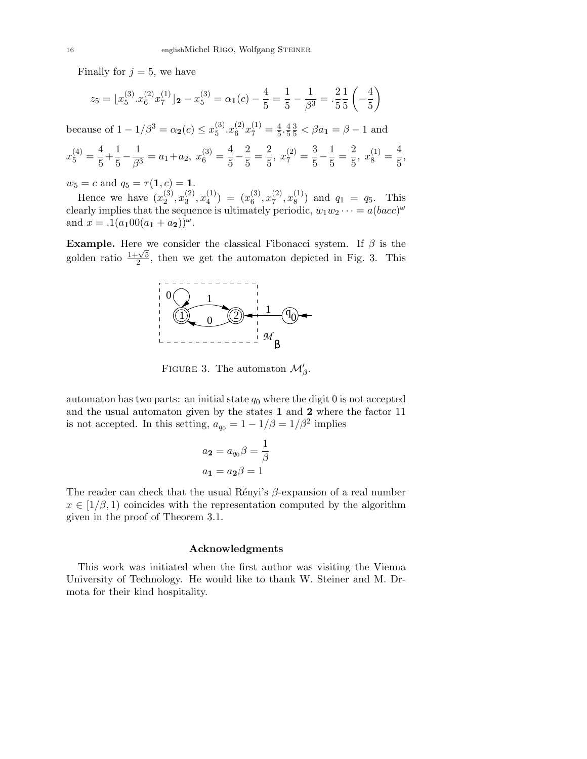Finally for $j = 5$, we have

$$z_5 = \lfloor x_5^{(3)}.x_6^{(2)}x_7^{(1)} \rfloor_{\mathbf{2}} - x_5^{(3)} = \alpha_{\mathbf{1}}(c) - \frac{4}{5} = \frac{1}{5} - \frac{1}{\beta^3} = .\frac{2}{5}\frac{1}{5}\left(-\frac{4}{5}\right)$$

because of $1 - 1/\beta^3 = \alpha_{\mathbf{2}}(c) \le x_5^{(3)}.x_6^{(2)}x_7^{(1)} = \frac{4}{5}.\frac{4}{5}\frac{3}{5} < \beta a_{\mathbf{1}} = \beta - 1$ and

$$x_5^{(4)} = \frac{4}{5} + \frac{1}{5} - \frac{1}{\beta^3} = a_1 + a_2,\ x_6^{(3)} = \frac{4}{5} - \frac{2}{5} = \frac{2}{5},\ x_7^{(2)} = \frac{3}{5} - \frac{1}{5} = \frac{2}{5},\ x_8^{(1)} = \frac{4}{5},$$

$w_5 = c$ and $q_5 = \tau(\mathbf{1}, c) = \mathbf{1}$.

Hence we have $(x_2^{(3)}, x_3^{(2)}, x_4^{(1)}) = (x_6^{(3)}, x_7^{(2)}, x_8^{(1)})$ and $q_1 = q_5$. This clearly implies that the sequence is ultimately periodic, $w_1 w_2 \cdots = a(bacc)^\omega$ and $x = .1(a_{\mathbf{1}}00(a_{\mathbf{1}} + a_{\mathbf{2}}))^\omega$.

**Example.** Here we consider the classical Fibonacci system. If $\beta$ is the golden ratio $\frac{1+\sqrt{5}}{2}$, then we get the automaton depicted in Fig. 3. This

FIGURE 3. The automaton $\mathcal{M}'_\beta$.

automaton has two parts: an initial state $q_0$ where the digit 0 is not accepted and the usual automaton given by the states $\mathbf{1}$ and $\mathbf{2}$ where the factor 11 is not accepted. In this setting, $a_{q_0} = 1 - 1/\beta = 1/\beta^2$ implies

$$a_{\mathbf{2}} = a_{q_0}\beta = \frac{1}{\beta}$$
$$a_{\mathbf{1}} = a_{\mathbf{2}}\beta = 1$$

The reader can check that the usual Rényi's $\beta$-expansion of a real number $x \in [1/\beta, 1)$ coincides with the representation computed by the algorithm given in the proof of Theorem 3.1.

### Acknowledgments

This work was initiated when the first author was visiting the Vienna University of Technology. He would like to thank W. Steiner and M. Drmota for their kind hospitality.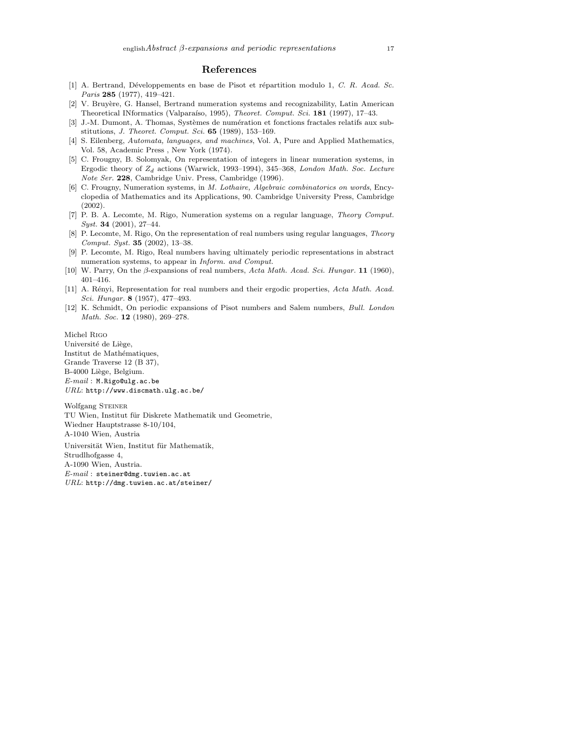## References

[1] A. Bertrand, Développements en base de Pisot et répartition modulo 1, *C. R. Acad. Sc. Paris* **285** (1977), 419–421.

[2] V. Bruyère, G. Hansel, Bertrand numeration systems and recognizability, Latin American Theoretical INformatics (Valparaíso, 1995), *Theoret. Comput. Sci.* **181** (1997), 17–43.

[3] J.-M. Dumont, A. Thomas, Systèmes de numération et fonctions fractales relatifs aux substitutions, *J. Theoret. Comput. Sci.* **65** (1989), 153–169.

[4] S. Eilenberg, *Automata, languages, and machines*, Vol. A, Pure and Applied Mathematics, Vol. 58, Academic Press , New York (1974).

[5] C. Frougny, B. Solomyak, On representation of integers in linear numeration systems, in Ergodic theory of $Z_d$ actions (Warwick, 1993–1994), 345–368, *London Math. Soc. Lecture Note Ser.* **228**, Cambridge Univ. Press, Cambridge (1996).

[6] C. Frougny, Numeration systems, in *M. Lothaire, Algebraic combinatorics on words*, Encyclopedia of Mathematics and its Applications, 90. Cambridge University Press, Cambridge (2002).

[7] P. B. A. Lecomte, M. Rigo, Numeration systems on a regular language, *Theory Comput. Syst.* **34** (2001), 27–44.

[8] P. Lecomte, M. Rigo, On the representation of real numbers using regular languages, *Theory Comput. Syst.* **35** (2002), 13–38.

[9] P. Lecomte, M. Rigo, Real numbers having ultimately periodic representations in abstract numeration systems, to appear in *Inform. and Comput.*

[10] W. Parry, On the $\beta$-expansions of real numbers, *Acta Math. Acad. Sci. Hungar.* **11** (1960), 401–416.

[11] A. Rényi, Representation for real numbers and their ergodic properties, *Acta Math. Acad. Sci. Hungar.* **8** (1957), 477–493.

[12] K. Schmidt, On periodic expansions of Pisot numbers and Salem numbers, *Bull. London Math. Soc.* **12** (1980), 269–278.

Michel Rigo
Université de Liège,
Institut de Mathématiques,
Grande Traverse 12 (B 37),
B-4000 Liège, Belgium.
*E-mail* : M.Rigo@ulg.ac.be
*URL*: http://www.discmath.ulg.ac.be/

Wolfgang Steiner
TU Wien, Institut für Diskrete Mathematik und Geometrie,
Wiedner Hauptstrasse 8-10/104,
A-1040 Wien, Austria

Universität Wien, Institut für Mathematik,
Strudlhofgasse 4,
A-1090 Wien, Austria.
*E-mail* : steiner@dmg.tuwien.ac.at
*URL*: http://dmg.tuwien.ac.at/steiner/